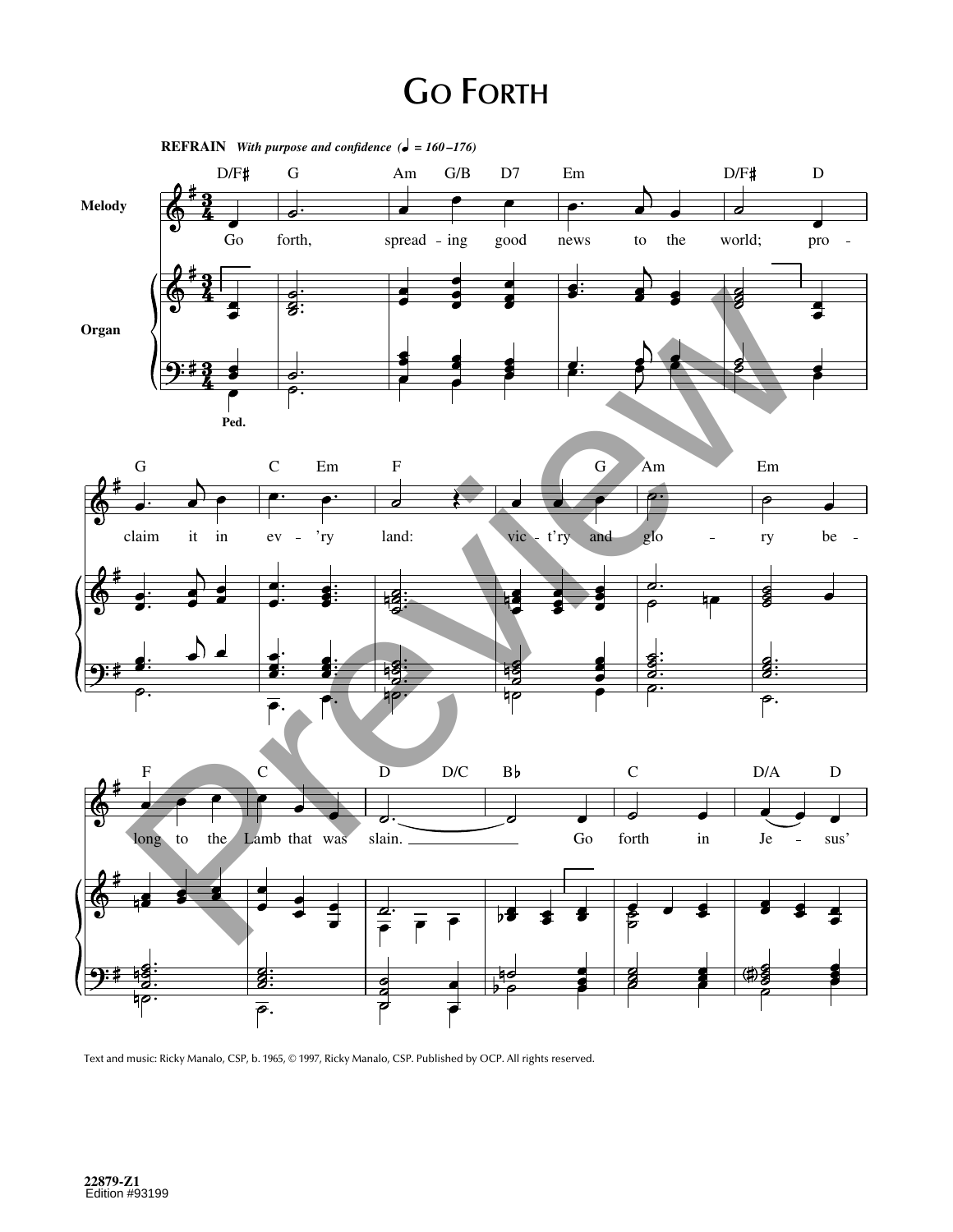# GO FORTH

**REFRAIN** *With purpose and confidence (♩ = 160 – 176)*

Melody

Organ

Ped.

Go forth, spreading good news to the world; proclaim it in ev'ry land: vic-t'ry and glo-ry belong to the Lamb that was slain. Go forth in Je-sus'

Text and music: Ricky Manalo, CSP, b. 1965, © 1997, Ricky Manalo, CSP. Published by OCP. All rights reserved.

22879-Z1
Edition #93199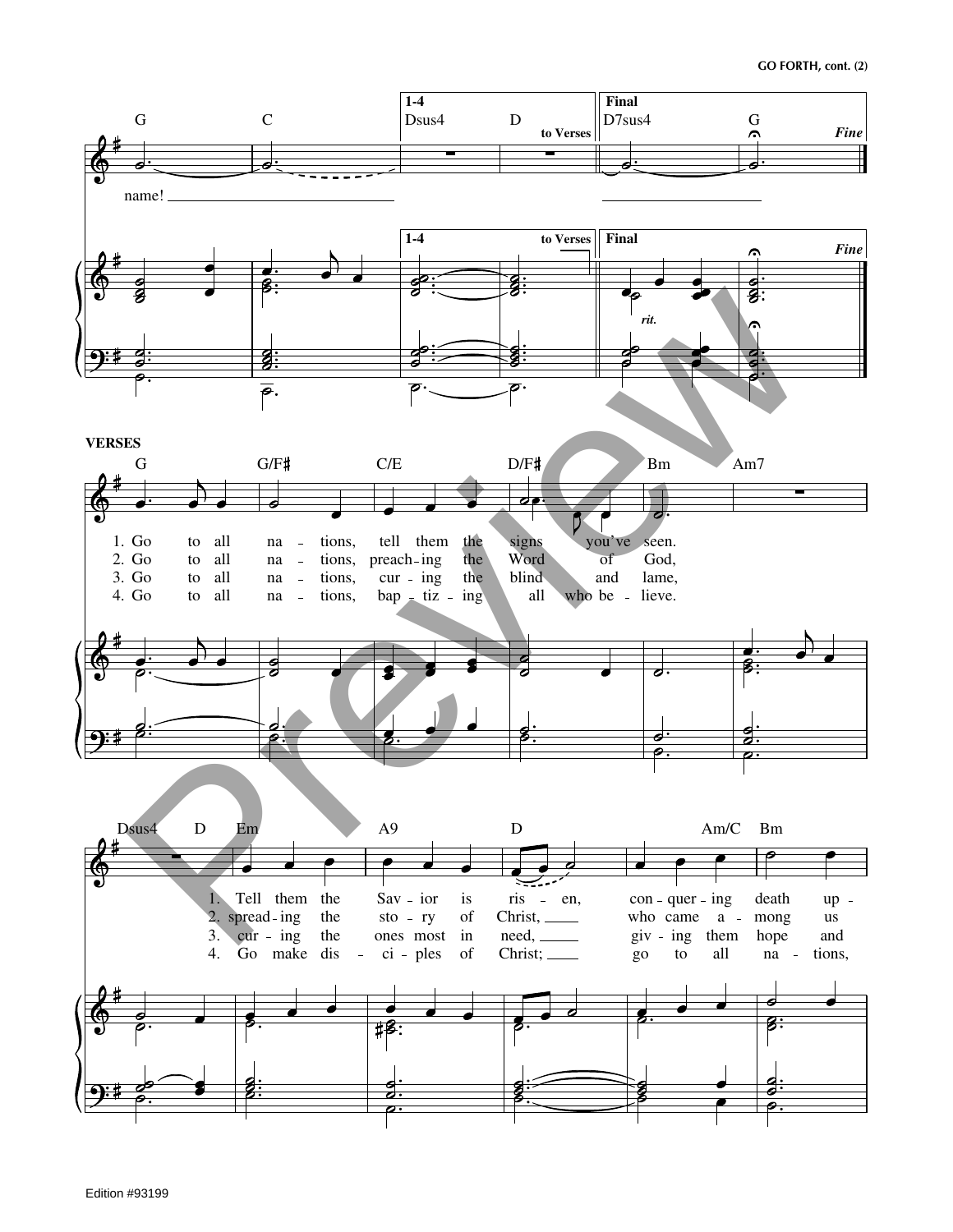**VERSES**

1. Go to all nations, tell them the signs you've seen.
2. Go to all nations, preaching the Word of God,
3. Go to all nations, curing the blind and lame,
4. Go to all nations, baptizing all who believe.

1. Tell them the Savior is risen, conquering death up-
2. spreading the story of Christ, who came among us
3. curing the ones most in need, giving them hope and
4. Go make disciples of Christ; go to all nations,

Edition #93199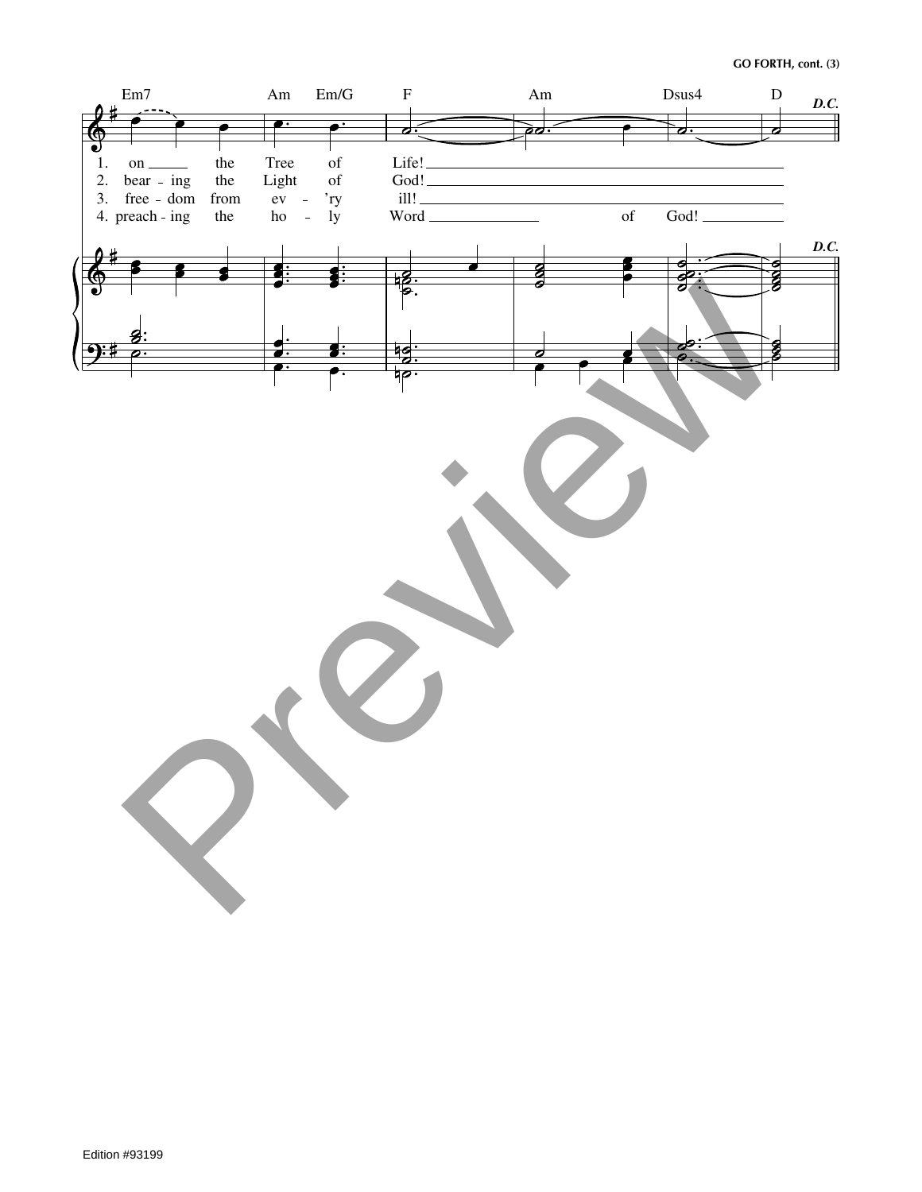Em7 Am Em/G F Am Dsus4 D

*D.C.*

1. on the Tree of Life!
2. bear - ing the Light of God!
3. free - dom from ev - 'ry ill!
4. preach - ing the ho - ly Word of God!

*D.C.*

Edition #93199